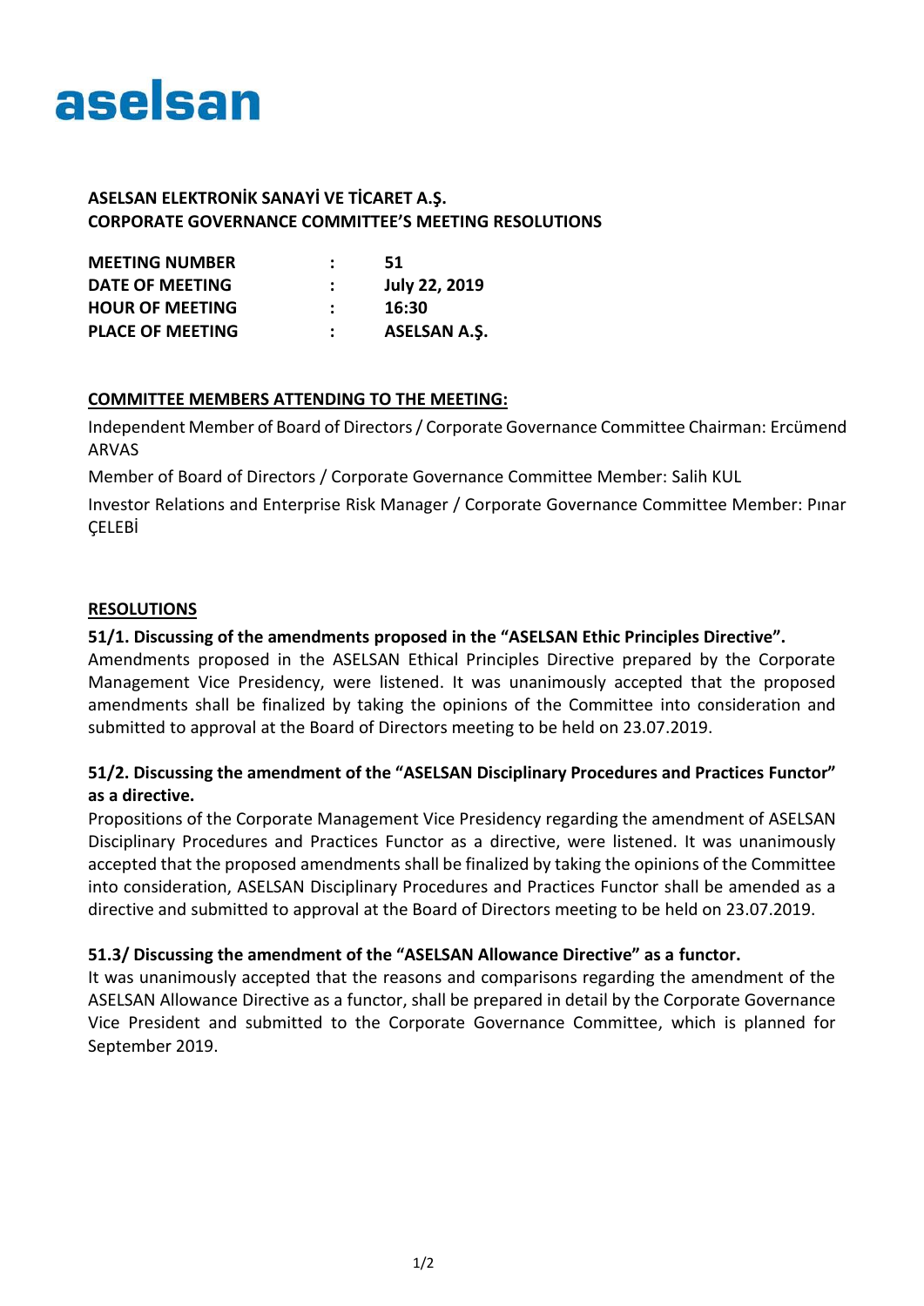aselsan

**ASELSAN ELEKTRONİK SANAYİ VE TİCARET A.Ş.**
**CORPORATE GOVERNANCE COMMITTEE'S MEETING RESOLUTIONS**

| | | |
|---|---|---|
| **MEETING NUMBER** | **:** | **51** |
| **DATE OF MEETING** | **:** | **July 22, 2019** |
| **HOUR OF MEETING** | **:** | **16:30** |
| **PLACE OF MEETING** | **:** | **ASELSAN A.Ş.** |

**COMMITTEE MEMBERS ATTENDING TO THE MEETING:**

Independent Member of Board of Directors / Corporate Governance Committee Chairman: Ercümend ARVAS

Member of Board of Directors / Corporate Governance Committee Member: Salih KUL

Investor Relations and Enterprise Risk Manager / Corporate Governance Committee Member: Pınar ÇELEBİ

**RESOLUTIONS**

**51/1. Discussing of the amendments proposed in the "ASELSAN Ethic Principles Directive".**
Amendments proposed in the ASELSAN Ethical Principles Directive prepared by the Corporate Management Vice Presidency, were listened. It was unanimously accepted that the proposed amendments shall be finalized by taking the opinions of the Committee into consideration and submitted to approval at the Board of Directors meeting to be held on 23.07.2019.

**51/2. Discussing the amendment of the "ASELSAN Disciplinary Procedures and Practices Functor" as a directive.**
Propositions of the Corporate Management Vice Presidency regarding the amendment of ASELSAN Disciplinary Procedures and Practices Functor as a directive, were listened. It was unanimously accepted that the proposed amendments shall be finalized by taking the opinions of the Committee into consideration, ASELSAN Disciplinary Procedures and Practices Functor shall be amended as a directive and submitted to approval at the Board of Directors meeting to be held on 23.07.2019.

**51.3/ Discussing the amendment of the "ASELSAN Allowance Directive" as a functor.**
It was unanimously accepted that the reasons and comparisons regarding the amendment of the ASELSAN Allowance Directive as a functor, shall be prepared in detail by the Corporate Governance Vice President and submitted to the Corporate Governance Committee, which is planned for September 2019.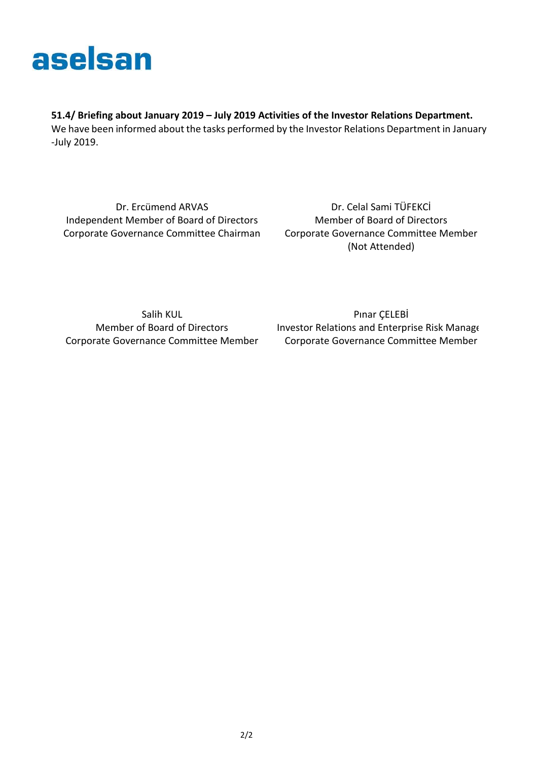**51.4/ Briefing about January 2019 – July 2019 Activities of the Investor Relations Department.**
We have been informed about the tasks performed by the Investor Relations Department in January -July 2019.

Dr. Ercümend ARVAS
Independent Member of Board of Directors
Corporate Governance Committee Chairman

Dr. Celal Sami TÜFEKCİ
Member of Board of Directors
Corporate Governance Committee Member
(Not Attended)

Salih KUL
Member of Board of Directors
Corporate Governance Committee Member

Pınar ÇELEBİ
Investor Relations and Enterprise Risk Manage
Corporate Governance Committee Member